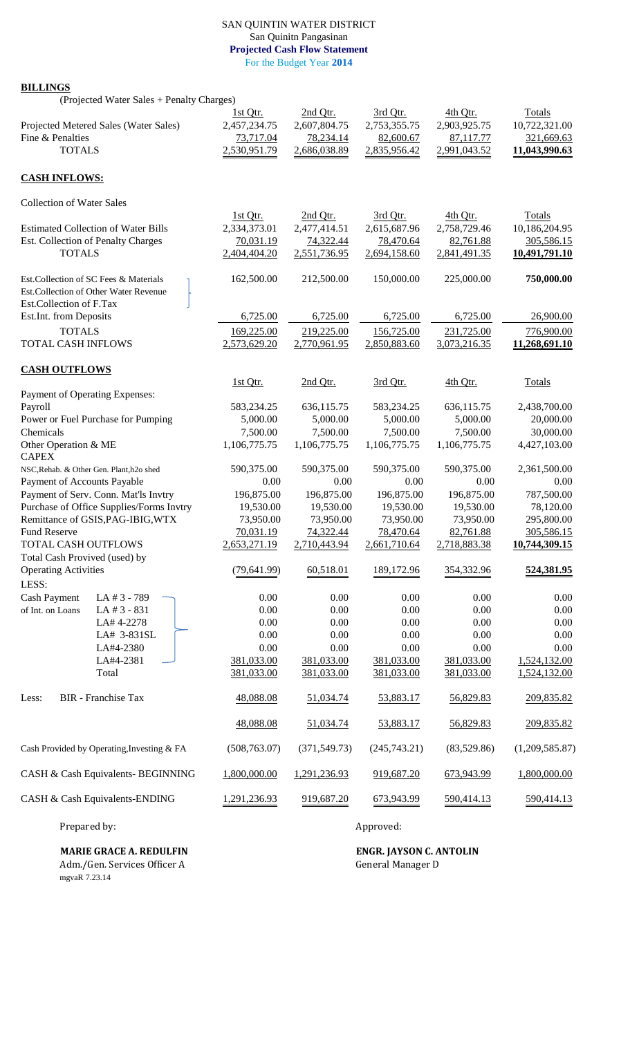# SAN QUINTIN WATER DISTRICT

San Quinitn Pangasinan

**Projected Cash Flow Statement**

For the Budget Year **2014**

## BILLINGS

(Projected Water Sales + Penalty Charges)

| | 1st Qtr. | 2nd Qtr. | 3rd Qtr. | 4th Qtr. | Totals |
|---|---|---|---|---|---|
| Projected Metered Sales (Water Sales) | 2,457,234.75 | 2,607,804.75 | 2,753,355.75 | 2,903,925.75 | 10,722,321.00 |
| Fine & Penalties | 73,717.04 | 78,234.14 | 82,600.67 | 87,117.77 | 321,669.63 |
| TOTALS | 2,530,951.79 | 2,686,038.89 | 2,835,956.42 | 2,991,043.52 | **11,043,990.63** |

## CASH INFLOWS:

Collection of Water Sales

| | 1st Qtr. | 2nd Qtr. | 3rd Qtr. | 4th Qtr. | Totals |
|---|---|---|---|---|---|
| Estimated Collection of Water Bills | 2,334,373.01 | 2,477,414.51 | 2,615,687.96 | 2,758,729.46 | 10,186,204.95 |
| Est. Collection of Penalty Charges | 70,031.19 | 74,322.44 | 78,470.64 | 82,761.88 | 305,586.15 |
| TOTALS | 2,404,404.20 | 2,551,736.95 | 2,694,158.60 | 2,841,491.35 | **10,491,791.10** |
| Est.Collection of SC Fees & Materials / Est.Collection of Other Water Revenue / Est.Collection of F.Tax | 162,500.00 | 212,500.00 | 150,000.00 | 225,000.00 | **750,000.00** |
| Est.Int. from Deposits | 6,725.00 | 6,725.00 | 6,725.00 | 6,725.00 | 26,900.00 |
| TOTALS | 169,225.00 | 219,225.00 | 156,725.00 | 231,725.00 | 776,900.00 |
| TOTAL CASH INFLOWS | 2,573,629.20 | 2,770,961.95 | 2,850,883.60 | 3,073,216.35 | **11,268,691.10** |

## CASH OUTFLOWS

| | 1st Qtr. | 2nd Qtr. | 3rd Qtr. | 4th Qtr. | Totals |
|---|---|---|---|---|---|
| Payment of Operating Expenses: | | | | | |
| Payroll | 583,234.25 | 636,115.75 | 583,234.25 | 636,115.75 | 2,438,700.00 |
| Power or Fuel Purchase for Pumping | 5,000.00 | 5,000.00 | 5,000.00 | 5,000.00 | 20,000.00 |
| Chemicals | 7,500.00 | 7,500.00 | 7,500.00 | 7,500.00 | 30,000.00 |
| Other Operation & ME | 1,106,775.75 | 1,106,775.75 | 1,106,775.75 | 1,106,775.75 | 4,427,103.00 |
| CAPEX | | | | | |
| NSC,Rehab. & Other Gen. Plant,h2o shed | 590,375.00 | 590,375.00 | 590,375.00 | 590,375.00 | 2,361,500.00 |
| Payment of Accounts Payable | 0.00 | 0.00 | 0.00 | 0.00 | 0.00 |
| Payment of Serv. Conn. Mat'ls Invtry | 196,875.00 | 196,875.00 | 196,875.00 | 196,875.00 | 787,500.00 |
| Purchase of Office Supplies/Forms Invtry | 19,530.00 | 19,530.00 | 19,530.00 | 19,530.00 | 78,120.00 |
| Remittance of GSIS,PAG-IBIG,WTX | 73,950.00 | 73,950.00 | 73,950.00 | 73,950.00 | 295,800.00 |
| Fund Reserve | 70,031.19 | 74,322.44 | 78,470.64 | 82,761.88 | 305,586.15 |
| TOTAL CASH OUTFLOWS | 2,653,271.19 | 2,710,443.94 | 2,661,710.64 | 2,718,883.38 | **10,744,309.15** |
| Total Cash Provived (used) by Operating Activities | (79,641.99) | 60,518.01 | 189,172.96 | 354,332.96 | **524,381.95** |
| LESS: | | | | | |
| Cash Payment of Int. on Loans LA # 3 - 789 | 0.00 | 0.00 | 0.00 | 0.00 | 0.00 |
| LA # 3 - 831 | 0.00 | 0.00 | 0.00 | 0.00 | 0.00 |
| LA# 4-2278 | 0.00 | 0.00 | 0.00 | 0.00 | 0.00 |
| LA# 3-831SL | 0.00 | 0.00 | 0.00 | 0.00 | 0.00 |
| LA#4-2380 | 0.00 | 0.00 | 0.00 | 0.00 | 0.00 |
| LA#4-2381 | 381,033.00 | 381,033.00 | 381,033.00 | 381,033.00 | 1,524,132.00 |
| Total | 381,033.00 | 381,033.00 | 381,033.00 | 381,033.00 | 1,524,132.00 |
| Less: BIR - Franchise Tax | 48,088.08 | 51,034.74 | 53,883.17 | 56,829.83 | 209,835.82 |
| | 48,088.08 | 51,034.74 | 53,883.17 | 56,829.83 | 209,835.82 |
| Cash Provided by Operating,Investing & FA | (508,763.07) | (371,549.73) | (245,743.21) | (83,529.86) | (1,209,585.87) |
| CASH & Cash Equivalents- BEGINNING | 1,800,000.00 | 1,291,236.93 | 919,687.20 | 673,943.99 | 1,800,000.00 |
| CASH & Cash Equivalents-ENDING | 1,291,236.93 | 919,687.20 | 673,943.99 | 590,414.13 | 590,414.13 |

Prepared by:

**MARIE GRACE A. REDULFIN**
Adm./Gen. Services Officer A

Approved:

**ENGR. JAYSON C. ANTOLIN**
General Manager D

mgvaR 7.23.14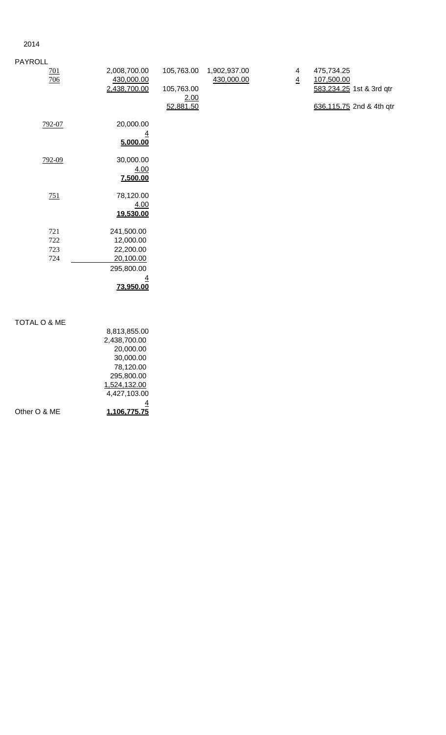2014

PAYROLL

| | | | | | | |
|---|---|---|---|---|---|---|
| 701 | 2,008,700.00 | 105,763.00 | 1,902,937.00 | 4 | 475,734.25 | |
| 706 | 430,000.00 | | 430,000.00 | 4 | 107,500.00 | |
| | 2,438,700.00 | 105,763.00 | | | 583,234.25 | 1st & 3rd qtr |
| | | 2.00 | | | | |
| | | 52,881.50 | | | 636,115.75 | 2nd & 4th qtr |
| 792-07 | 20,000.00 | | | | | |
| | 4 | | | | | |
| | **5,000.00** | | | | | |
| 792-09 | 30,000.00 | | | | | |
| | 4.00 | | | | | |
| | **7,500.00** | | | | | |
| 751 | 78,120.00 | | | | | |
| | 4.00 | | | | | |
| | **19,530.00** | | | | | |
| 721 | 241,500.00 | | | | | |
| 722 | 12,000.00 | | | | | |
| 723 | 22,200.00 | | | | | |
| 724 | 20,100.00 | | | | | |
| | 295,800.00 | | | | | |
| | 4 | | | | | |
| | **73,950.00** | | | | | |

TOTAL O & ME

| | |
|---|---|
| | 8,813,855.00 |
| | 2,438,700.00 |
| | 20,000.00 |
| | 30,000.00 |
| | 78,120.00 |
| | 295,800.00 |
| | 1,524,132.00 |
| | 4,427,103.00 |
| | 4 |
| Other O & ME | **1,106,775.75** |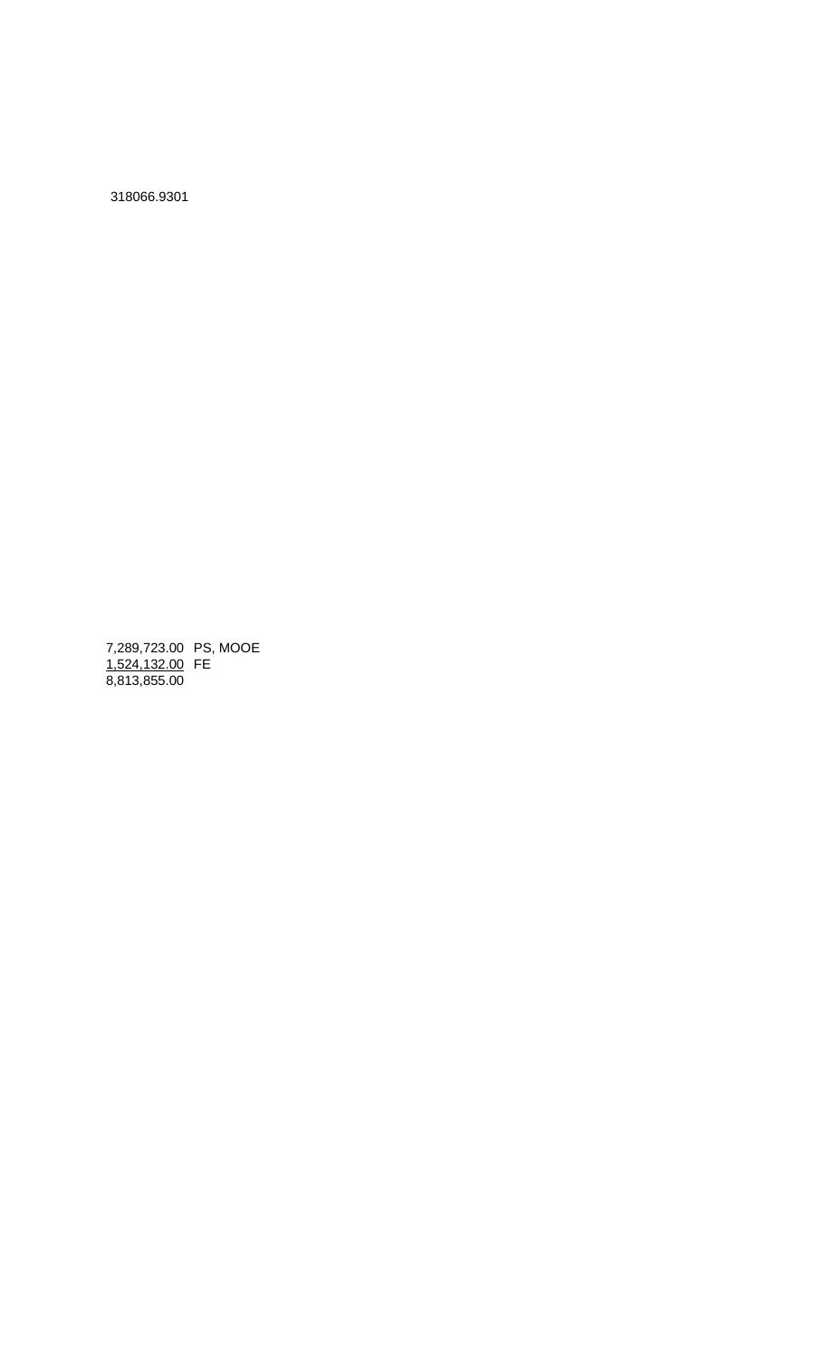318066.9301

| | |
|---|---|
| 7,289,723.00 | PS, MOOE |
| 1,524,132.00 | FE |
| 8,813,855.00 | |